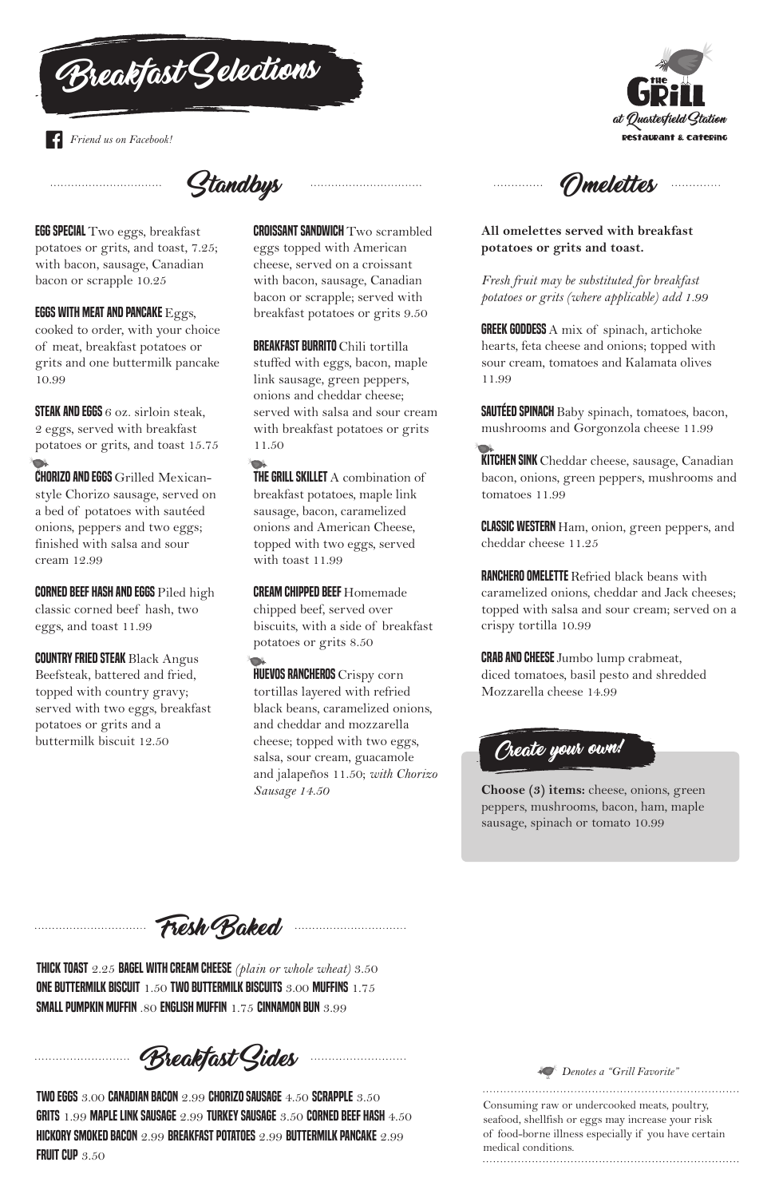# Breakfast Selections

*Friend us on Facebook!*

**The Grill at Quartesfield Station**
**Restaurant & Catering**

## Standbys

**EGG SPECIAL** Two eggs, breakfast potatoes or grits, and toast, 7.25; with bacon, sausage, Canadian bacon or scrapple 10.25

**EGGS WITH MEAT AND PANCAKE** Eggs, cooked to order, with your choice of meat, breakfast potatoes or grits and one buttermilk pancake 10.99

**STEAK AND EGGS** 6 oz. sirloin steak, 2 eggs, served with breakfast potatoes or grits, and toast 15.75

**CHORIZO AND EGGS** Grilled Mexican-style Chorizo sausage, served on a bed of potatoes with sautéed onions, peppers and two eggs; finished with salsa and sour cream 12.99

**CORNED BEEF HASH AND EGGS** Piled high classic corned beef hash, two eggs, and toast 11.99

**COUNTRY FRIED STEAK** Black Angus Beefsteak, battered and fried, topped with country gravy; served with two eggs, breakfast potatoes or grits and a buttermilk biscuit 12.50

**CROISSANT SANDWICH** Two scrambled eggs topped with American cheese, served on a croissant with bacon, sausage, Canadian bacon or scrapple; served with breakfast potatoes or grits 9.50

**BREAKFAST BURRITO** Chili tortilla stuffed with eggs, bacon, maple link sausage, green peppers, onions and cheddar cheese; served with salsa and sour cream with breakfast potatoes or grits 11.50

**THE GRILL SKILLET** A combination of breakfast potatoes, maple link sausage, bacon, caramelized onions and American Cheese, topped with two eggs, served with toast 11.99

**CREAM CHIPPED BEEF** Homemade chipped beef, served over biscuits, with a side of breakfast potatoes or grits 8.50

**HUEVOS RANCHEROS** Crispy corn tortillas layered with refried black beans, caramelized onions, and cheddar and mozzarella cheese; topped with two eggs, salsa, sour cream, guacamole and jalapeños 11.50; *with Chorizo Sausage 14.50*

## Omelettes

**All omelettes served with breakfast potatoes or grits and toast.**

*Fresh fruit may be substituted for breakfast potatoes or grits (where applicable) add 1.99*

**GREEK GODDESS** A mix of spinach, artichoke hearts, feta cheese and onions; topped with sour cream, tomatoes and Kalamata olives 11.99

**SAUTÉED SPINACH** Baby spinach, tomatoes, bacon, mushrooms and Gorgonzola cheese 11.99

**KITCHEN SINK** Cheddar cheese, sausage, Canadian bacon, onions, green peppers, mushrooms and tomatoes 11.99

**CLASSIC WESTERN** Ham, onion, green peppers, and cheddar cheese 11.25

**RANCHERO OMELETTE** Refried black beans with caramelized onions, cheddar and Jack cheeses; topped with salsa and sour cream; served on a crispy tortilla 10.99

**CRAB AND CHEESE** Jumbo lump crabmeat, diced tomatoes, basil pesto and shredded Mozzarella cheese 14.99

### Create your own!

**Choose (3) items:** cheese, onions, green peppers, mushrooms, bacon, ham, maple sausage, spinach or tomato 10.99

## Fresh Baked

**THICK TOAST** 2.25 **BAGEL WITH CREAM CHEESE** *(plain or whole wheat)* 3.50
**ONE BUTTERMILK BISCUIT** 1.50 **TWO BUTTERMILK BISCUITS** 3.00 **MUFFINS** 1.75
**SMALL PUMPKIN MUFFIN** .80 **ENGLISH MUFFIN** 1.75 **CINNAMON BUN** 3.99

## Breakfast Sides

**TWO EGGS** 3.00 **CANADIAN BACON** 2.99 **CHORIZO SAUSAGE** 4.50 **SCRAPPLE** 3.50
**GRITS** 1.99 **MAPLE LINK SAUSAGE** 2.99 **TURKEY SAUSAGE** 3.50 **CORNED BEEF HASH** 4.50
**HICKORY SMOKED BACON** 2.99 **BREAKFAST POTATOES** 2.99 **BUTTERMILK PANCAKE** 2.99
**FRUIT CUP** 3.50

*Denotes a "Grill Favorite"*

Consuming raw or undercooked meats, poultry, seafood, shellfish or eggs may increase your risk of food-borne illness especially if you have certain medical conditions.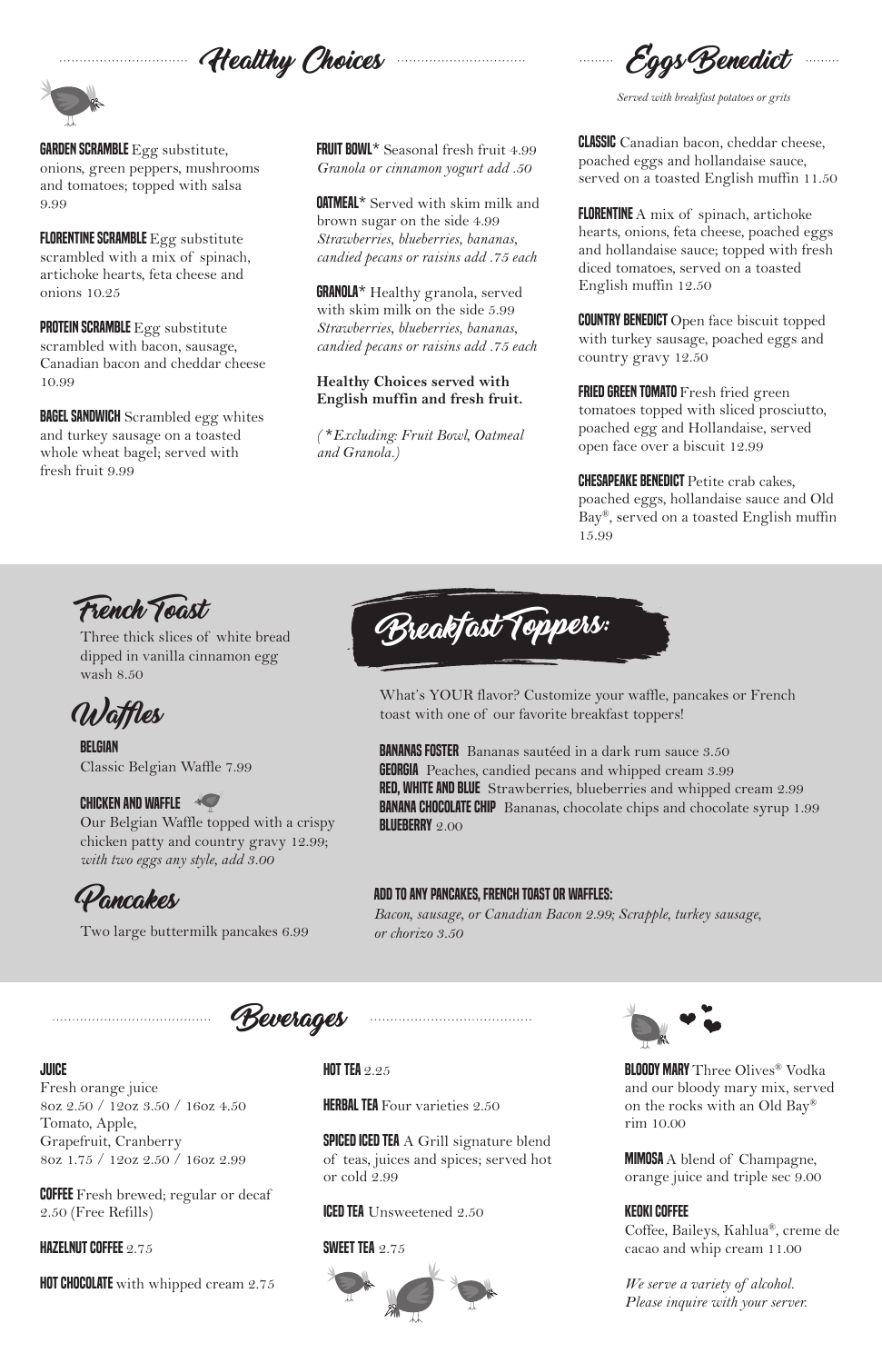## Healthy Choices

**GARDEN SCRAMBLE** Egg substitute, onions, green peppers, mushrooms and tomatoes; topped with salsa 9.99

**FLORENTINE SCRAMBLE** Egg substitute scrambled with a mix of spinach, artichoke hearts, feta cheese and onions 10.25

**PROTEIN SCRAMBLE** Egg substitute scrambled with bacon, sausage, Canadian bacon and cheddar cheese 10.99

**BAGEL SANDWICH** Scrambled egg whites and turkey sausage on a toasted whole wheat bagel; served with fresh fruit 9.99

**FRUIT BOWL*** Seasonal fresh fruit 4.99
*Granola or cinnamon yogurt add .50*

**OATMEAL*** Served with skim milk and brown sugar on the side 4.99
*Strawberries, blueberries, bananas, candied pecans or raisins add .75 each*

**GRANOLA*** Healthy granola, served with skim milk on the side 5.99
*Strawberries, blueberries, bananas, candied pecans or raisins add .75 each*

**Healthy Choices served with English muffin and fresh fruit.**

*(*Excluding: Fruit Bowl, Oatmeal and Granola.)*

## Eggs Benedict

*Served with breakfast potatoes or grits*

**CLASSIC** Canadian bacon, cheddar cheese, poached eggs and hollandaise sauce, served on a toasted English muffin 11.50

**FLORENTINE** A mix of spinach, artichoke hearts, onions, feta cheese, poached eggs and hollandaise sauce; topped with fresh diced tomatoes, served on a toasted English muffin 12.50

**COUNTRY BENEDICT** Open face biscuit topped with turkey sausage, poached eggs and country gravy 12.50

**FRIED GREEN TOMATO** Fresh fried green tomatoes topped with sliced prosciutto, poached egg and Hollandaise, served open face over a biscuit 12.99

**CHESAPEAKE BENEDICT** Petite crab cakes, poached eggs, hollandaise sauce and Old Bay®, served on a toasted English muffin 15.99

## French Toast

Three thick slices of white bread dipped in vanilla cinnamon egg wash 8.50

## Waffles

**BELGIAN**
Classic Belgian Waffle 7.99

**CHICKEN AND WAFFLE**
Our Belgian Waffle topped with a crispy chicken patty and country gravy 12.99; *with two eggs any style, add 3.00*

## Pancakes

Two large buttermilk pancakes 6.99

## Breakfast Toppers:

What's YOUR flavor? Customize your waffle, pancakes or French toast with one of our favorite breakfast toppers!

**BANANAS FOSTER** Bananas sautéed in a dark rum sauce 3.50
**GEORGIA** Peaches, candied pecans and whipped cream 3.99
**RED, WHITE AND BLUE** Strawberries, blueberries and whipped cream 2.99
**BANANA CHOCOLATE CHIP** Bananas, chocolate chips and chocolate syrup 1.99
**BLUEBERRY** 2.00

**ADD TO ANY PANCAKES, FRENCH TOAST OR WAFFLES:**
*Bacon, sausage, or Canadian Bacon 2.99; Scrapple, turkey sausage, or chorizo 3.50*

## Beverages

**JUICE**
Fresh orange juice
8oz 2.50 / 12oz 3.50 / 16oz 4.50
Tomato, Apple,
Grapefruit, Cranberry
8oz 1.75 / 12oz 2.50 / 16oz 2.99

**COFFEE** Fresh brewed; regular or decaf 2.50 (Free Refills)

**HAZELNUT COFFEE** 2.75

**HOT CHOCOLATE** with whipped cream 2.75

**HOT TEA** 2.25

**HERBAL TEA** Four varieties 2.50

**SPICED ICED TEA** A Grill signature blend of teas, juices and spices; served hot or cold 2.99

**ICED TEA** Unsweetened 2.50

**SWEET TEA** 2.75

**BLOODY MARY** Three Olives® Vodka and our bloody mary mix, served on the rocks with an Old Bay® rim 10.00

**MIMOSA** A blend of Champagne, orange juice and triple sec 9.00

**KEOKI COFFEE**
Coffee, Baileys, Kahlua®, creme de cacao and whip cream 11.00

*We serve a variety of alcohol. Please inquire with your server.*